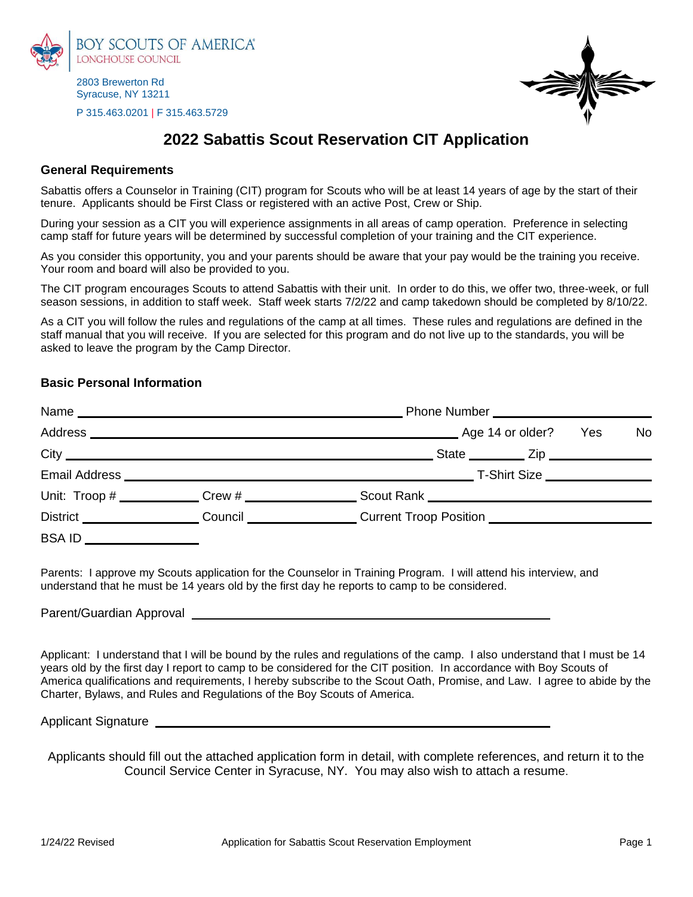BOY SCOUTS OF AMERICA
LONGHOUSE COUNCIL

2803 Brewerton Rd
Syracuse, NY 13211

P 315.463.0201 | F 315.463.5729

# 2022 Sabattis Scout Reservation CIT Application

## General Requirements

Sabattis offers a Counselor in Training (CIT) program for Scouts who will be at least 14 years of age by the start of their tenure. Applicants should be First Class or registered with an active Post, Crew or Ship.

During your session as a CIT you will experience assignments in all areas of camp operation. Preference in selecting camp staff for future years will be determined by successful completion of your training and the CIT experience.

As you consider this opportunity, you and your parents should be aware that your pay would be the training you receive. Your room and board will also be provided to you.

The CIT program encourages Scouts to attend Sabattis with their unit. In order to do this, we offer two, three-week, or full season sessions, in addition to staff week. Staff week starts 7/2/22 and camp takedown should be completed by 8/10/22.

As a CIT you will follow the rules and regulations of the camp at all times. These rules and regulations are defined in the staff manual that you will receive. If you are selected for this program and do not live up to the standards, you will be asked to leave the program by the Camp Director.

## Basic Personal Information

Name ______________________________ Phone Number ______________

Address ______________________________ Age 14 or older? Yes No

City ______________________________ State ________ Zip ______________

Email Address ______________________________ T-Shirt Size ______________

Unit: Troop # __________ Crew # __________ Scout Rank ______________________

District __________ Council __________ Current Troop Position ______________________

BSA ID ______________

Parents: I approve my Scouts application for the Counselor in Training Program. I will attend his interview, and understand that he must be 14 years old by the first day he reports to camp to be considered.

Parent/Guardian Approval ______________________________________

Applicant: I understand that I will be bound by the rules and regulations of the camp. I also understand that I must be 14 years old by the first day I report to camp to be considered for the CIT position. In accordance with Boy Scouts of America qualifications and requirements, I hereby subscribe to the Scout Oath, Promise, and Law. I agree to abide by the Charter, Bylaws, and Rules and Regulations of the Boy Scouts of America.

Applicant Signature ______________________________________

Applicants should fill out the attached application form in detail, with complete references, and return it to the Council Service Center in Syracuse, NY. You may also wish to attach a resume.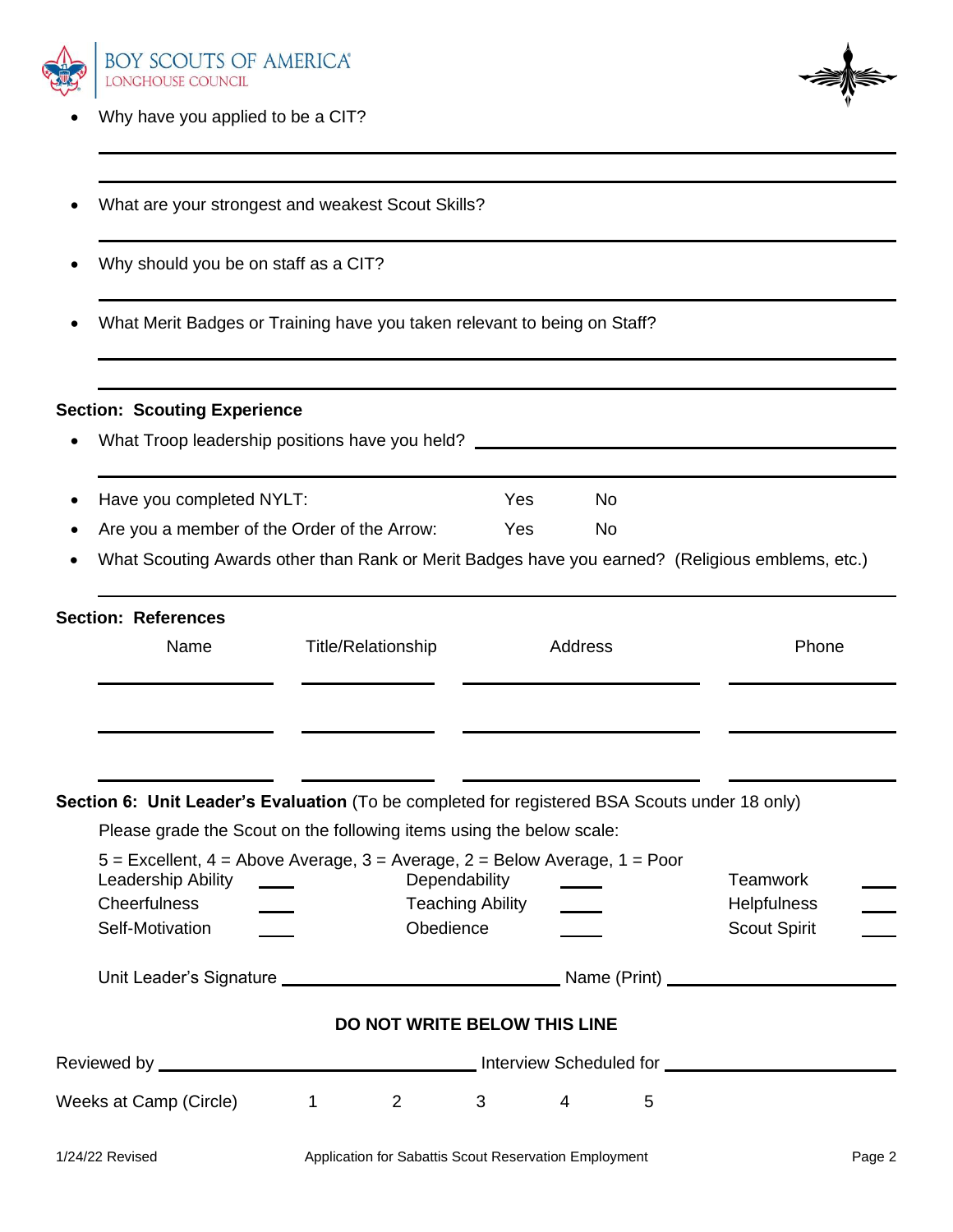- Why have you applied to be a CIT?

______________________________________________

______________________________________________

- What are your strongest and weakest Scout Skills?

______________________________________________

- Why should you be on staff as a CIT?

______________________________________________

- What Merit Badges or Training have you taken relevant to being on Staff?

______________________________________________

______________________________________________

**Section: Scouting Experience**

- What Troop leadership positions have you held? ______________________________________________

______________________________________________

- Have you completed NYLT: Yes No
- Are you a member of the Order of the Arrow: Yes No
- What Scouting Awards other than Rank or Merit Badges have you earned? (Religious emblems, etc.)

______________________________________________

**Section: References**

| Name | Title/Relationship | Address | Phone |
|---|---|---|---|
| | | | |
| | | | |
| | | | |

**Section 6: Unit Leader's Evaluation** (To be completed for registered BSA Scouts under 18 only)

Please grade the Scout on the following items using the below scale:

5 = Excellent, 4 = Above Average, 3 = Average, 2 = Below Average, 1 = Poor

| | | | | | |
|---|---|---|---|---|---|
| Leadership Ability | ____ | Dependability | ____ | Teamwork | ____ |
| Cheerfulness | ____ | Teaching Ability | ____ | Helpfulness | ____ |
| Self-Motivation | ____ | Obedience | ____ | Scout Spirit | ____ |

Unit Leader's Signature ______________________ Name (Print) ______________________

**DO NOT WRITE BELOW THIS LINE**

Reviewed by ______________________ Interview Scheduled for ______________________

Weeks at Camp (Circle) 1 2 3 4 5

1/24/22 Revised Application for Sabattis Scout Reservation Employment